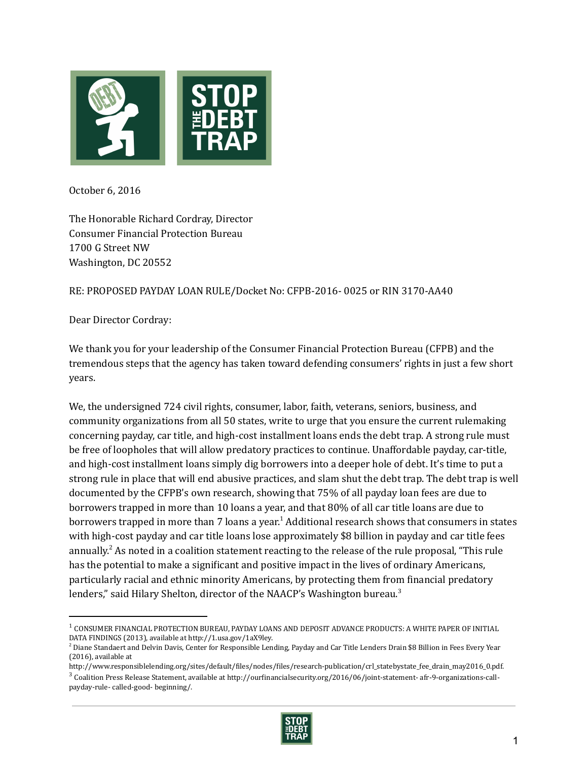October 6, 2016

The Honorable Richard Cordray, Director
Consumer Financial Protection Bureau
1700 G Street NW
Washington, DC 20552

RE: PROPOSED PAYDAY LOAN RULE/Docket No: CFPB-2016- 0025 or RIN 3170-AA40

Dear Director Cordray:

We thank you for your leadership of the Consumer Financial Protection Bureau (CFPB) and the tremendous steps that the agency has taken toward defending consumers' rights in just a few short years.

We, the undersigned 724 civil rights, consumer, labor, faith, veterans, seniors, business, and community organizations from all 50 states, write to urge that you ensure the current rulemaking concerning payday, car title, and high-cost installment loans ends the debt trap. A strong rule must be free of loopholes that will allow predatory practices to continue. Unaffordable payday, car-title, and high-cost installment loans simply dig borrowers into a deeper hole of debt. It's time to put a strong rule in place that will end abusive practices, and slam shut the debt trap. The debt trap is well documented by the CFPB's own research, showing that 75% of all payday loan fees are due to borrowers trapped in more than 10 loans a year, and that 80% of all car title loans are due to borrowers trapped in more than 7 loans a year.[1] Additional research shows that consumers in states with high-cost payday and car title loans lose approximately $8 billion in payday and car title fees annually.[2] As noted in a coalition statement reacting to the release of the rule proposal, "This rule has the potential to make a significant and positive impact in the lives of ordinary Americans, particularly racial and ethnic minority Americans, by protecting them from financial predatory lenders," said Hilary Shelton, director of the NAACP's Washington bureau.[3]

---

[1] CONSUMER FINANCIAL PROTECTION BUREAU, PAYDAY LOANS AND DEPOSIT ADVANCE PRODUCTS: A WHITE PAPER OF INITIAL DATA FINDINGS (2013), available at http://1.usa.gov/1aX9ley.

[2] Diane Standaert and Delvin Davis, Center for Responsible Lending, Payday and Car Title Lenders Drain $8 Billion in Fees Every Year (2016), available at http://www.responsiblelending.org/sites/default/files/nodes/files/research-publication/crl_statebystate_fee_drain_may2016_0.pdf.

[3] Coalition Press Release Statement, available at http://ourfinancialsecurity.org/2016/06/joint-statement- afr-9-organizations-call-payday-rule- called-good- beginning/.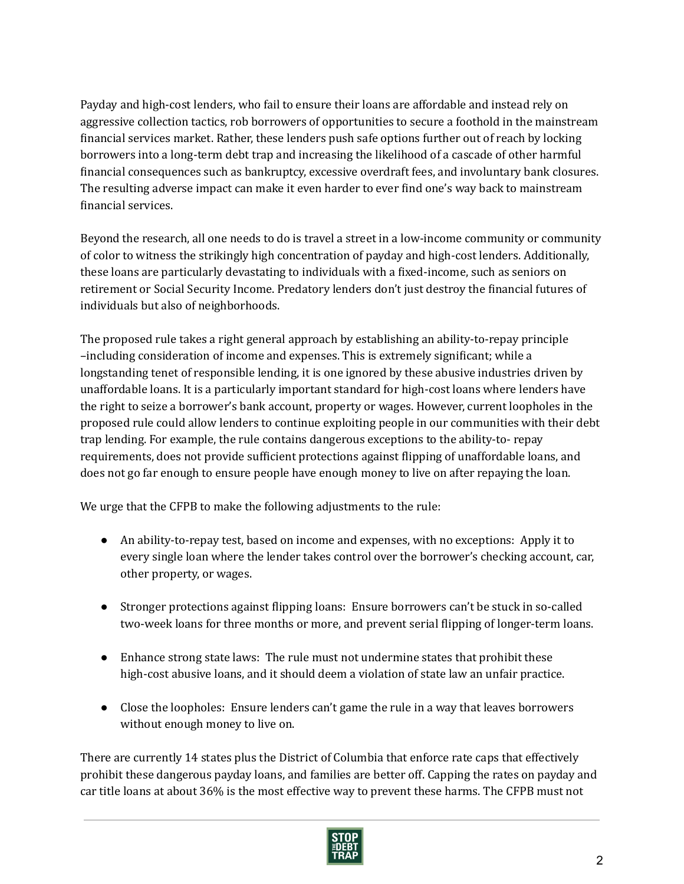Payday and high-cost lenders, who fail to ensure their loans are affordable and instead rely on aggressive collection tactics, rob borrowers of opportunities to secure a foothold in the mainstream financial services market. Rather, these lenders push safe options further out of reach by locking borrowers into a long-term debt trap and increasing the likelihood of a cascade of other harmful financial consequences such as bankruptcy, excessive overdraft fees, and involuntary bank closures. The resulting adverse impact can make it even harder to ever find one's way back to mainstream financial services.

Beyond the research, all one needs to do is travel a street in a low-income community or community of color to witness the strikingly high concentration of payday and high-cost lenders. Additionally, these loans are particularly devastating to individuals with a fixed-income, such as seniors on retirement or Social Security Income. Predatory lenders don't just destroy the financial futures of individuals but also of neighborhoods.

The proposed rule takes a right general approach by establishing an ability-to-repay principle –including consideration of income and expenses. This is extremely significant; while a longstanding tenet of responsible lending, it is one ignored by these abusive industries driven by unaffordable loans. It is a particularly important standard for high-cost loans where lenders have the right to seize a borrower's bank account, property or wages. However, current loopholes in the proposed rule could allow lenders to continue exploiting people in our communities with their debt trap lending. For example, the rule contains dangerous exceptions to the ability-to- repay requirements, does not provide sufficient protections against flipping of unaffordable loans, and does not go far enough to ensure people have enough money to live on after repaying the loan.

We urge that the CFPB to make the following adjustments to the rule:

- An ability-to-repay test, based on income and expenses, with no exceptions: Apply it to every single loan where the lender takes control over the borrower's checking account, car, other property, or wages.
- Stronger protections against flipping loans: Ensure borrowers can't be stuck in so-called two-week loans for three months or more, and prevent serial flipping of longer-term loans.
- Enhance strong state laws: The rule must not undermine states that prohibit these high-cost abusive loans, and it should deem a violation of state law an unfair practice.
- Close the loopholes: Ensure lenders can't game the rule in a way that leaves borrowers without enough money to live on.

There are currently 14 states plus the District of Columbia that enforce rate caps that effectively prohibit these dangerous payday loans, and families are better off. Capping the rates on payday and car title loans at about 36% is the most effective way to prevent these harms. The CFPB must not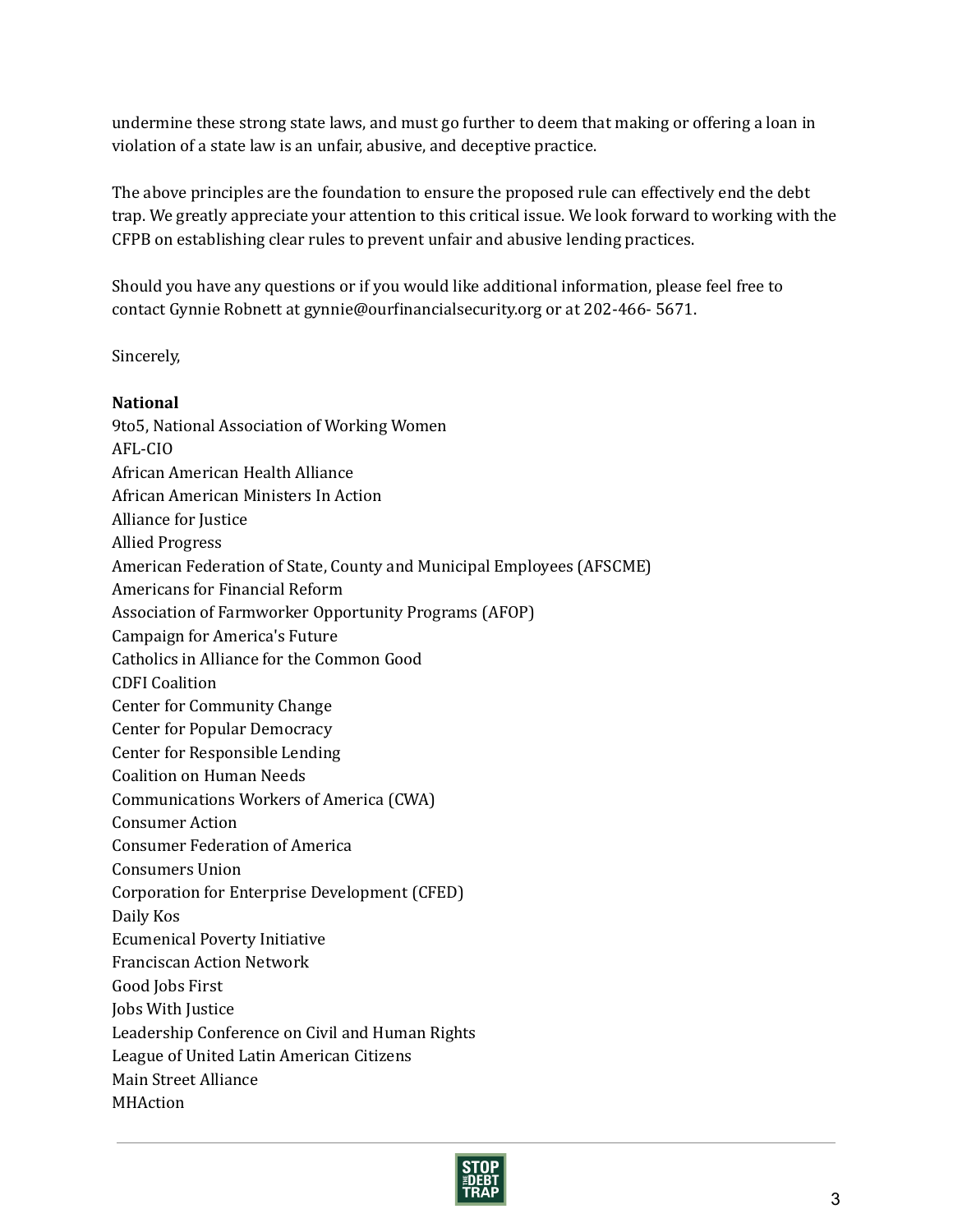undermine these strong state laws, and must go further to deem that making or offering a loan in violation of a state law is an unfair, abusive, and deceptive practice.

The above principles are the foundation to ensure the proposed rule can effectively end the debt trap. We greatly appreciate your attention to this critical issue. We look forward to working with the CFPB on establishing clear rules to prevent unfair and abusive lending practices.

Should you have any questions or if you would like additional information, please feel free to contact Gynnie Robnett at gynnie@ourfinancialsecurity.org or at 202-466- 5671.

Sincerely,

**National**

9to5, National Association of Working Women
AFL-CIO
African American Health Alliance
African American Ministers In Action
Alliance for Justice
Allied Progress
American Federation of State, County and Municipal Employees (AFSCME)
Americans for Financial Reform
Association of Farmworker Opportunity Programs (AFOP)
Campaign for America's Future
Catholics in Alliance for the Common Good
CDFI Coalition
Center for Community Change
Center for Popular Democracy
Center for Responsible Lending
Coalition on Human Needs
Communications Workers of America (CWA)
Consumer Action
Consumer Federation of America
Consumers Union
Corporation for Enterprise Development (CFED)
Daily Kos
Ecumenical Poverty Initiative
Franciscan Action Network
Good Jobs First
Jobs With Justice
Leadership Conference on Civil and Human Rights
League of United Latin American Citizens
Main Street Alliance
MHAction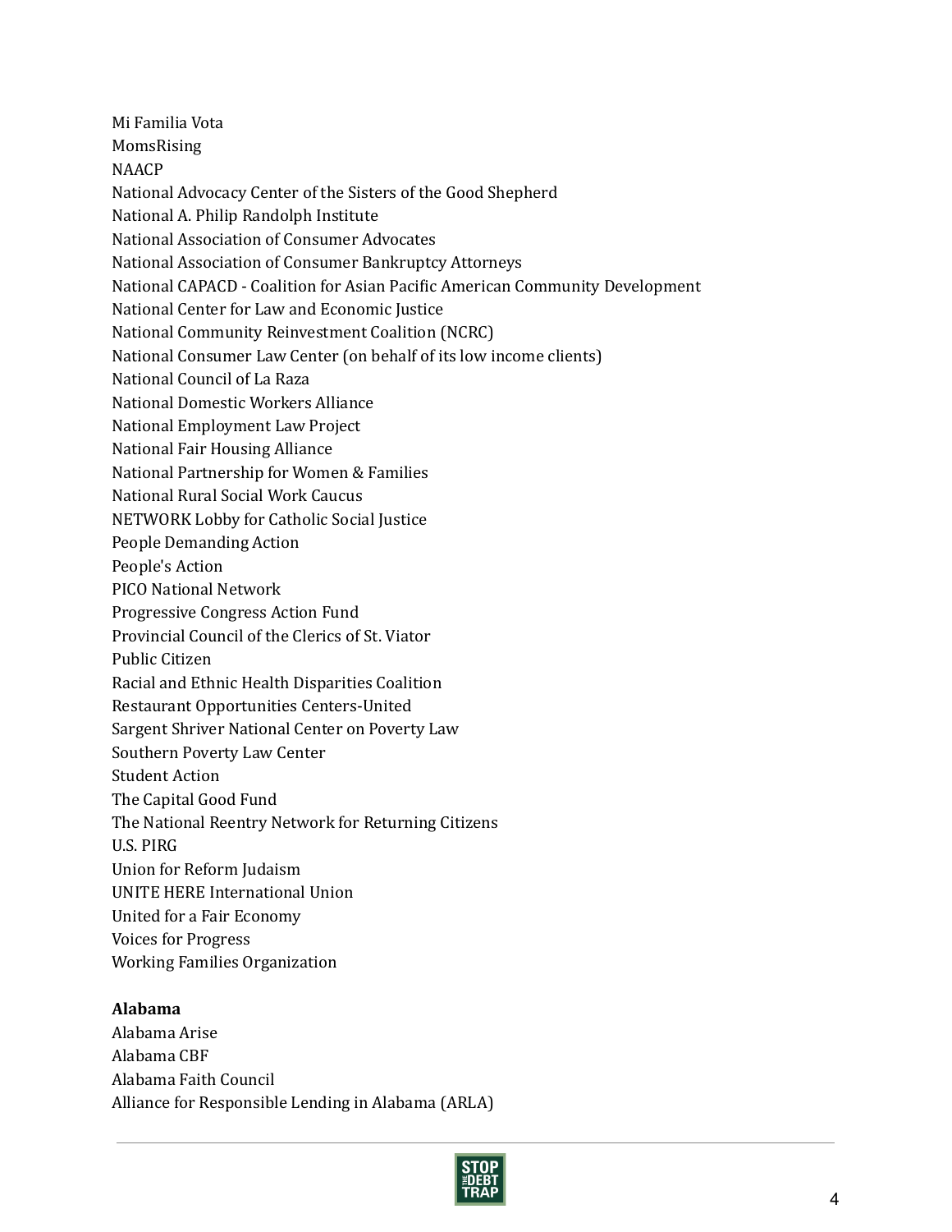Mi Familia Vota
MomsRising
NAACP
National Advocacy Center of the Sisters of the Good Shepherd
National A. Philip Randolph Institute
National Association of Consumer Advocates
National Association of Consumer Bankruptcy Attorneys
National CAPACD - Coalition for Asian Pacific American Community Development
National Center for Law and Economic Justice
National Community Reinvestment Coalition (NCRC)
National Consumer Law Center (on behalf of its low income clients)
National Council of La Raza
National Domestic Workers Alliance
National Employment Law Project
National Fair Housing Alliance
National Partnership for Women & Families
National Rural Social Work Caucus
NETWORK Lobby for Catholic Social Justice
People Demanding Action
People's Action
PICO National Network
Progressive Congress Action Fund
Provincial Council of the Clerics of St. Viator
Public Citizen
Racial and Ethnic Health Disparities Coalition
Restaurant Opportunities Centers-United
Sargent Shriver National Center on Poverty Law
Southern Poverty Law Center
Student Action
The Capital Good Fund
The National Reentry Network for Returning Citizens
U.S. PIRG
Union for Reform Judaism
UNITE HERE International Union
United for a Fair Economy
Voices for Progress
Working Families Organization

**Alabama**
Alabama Arise
Alabama CBF
Alabama Faith Council
Alliance for Responsible Lending in Alabama (ARLA)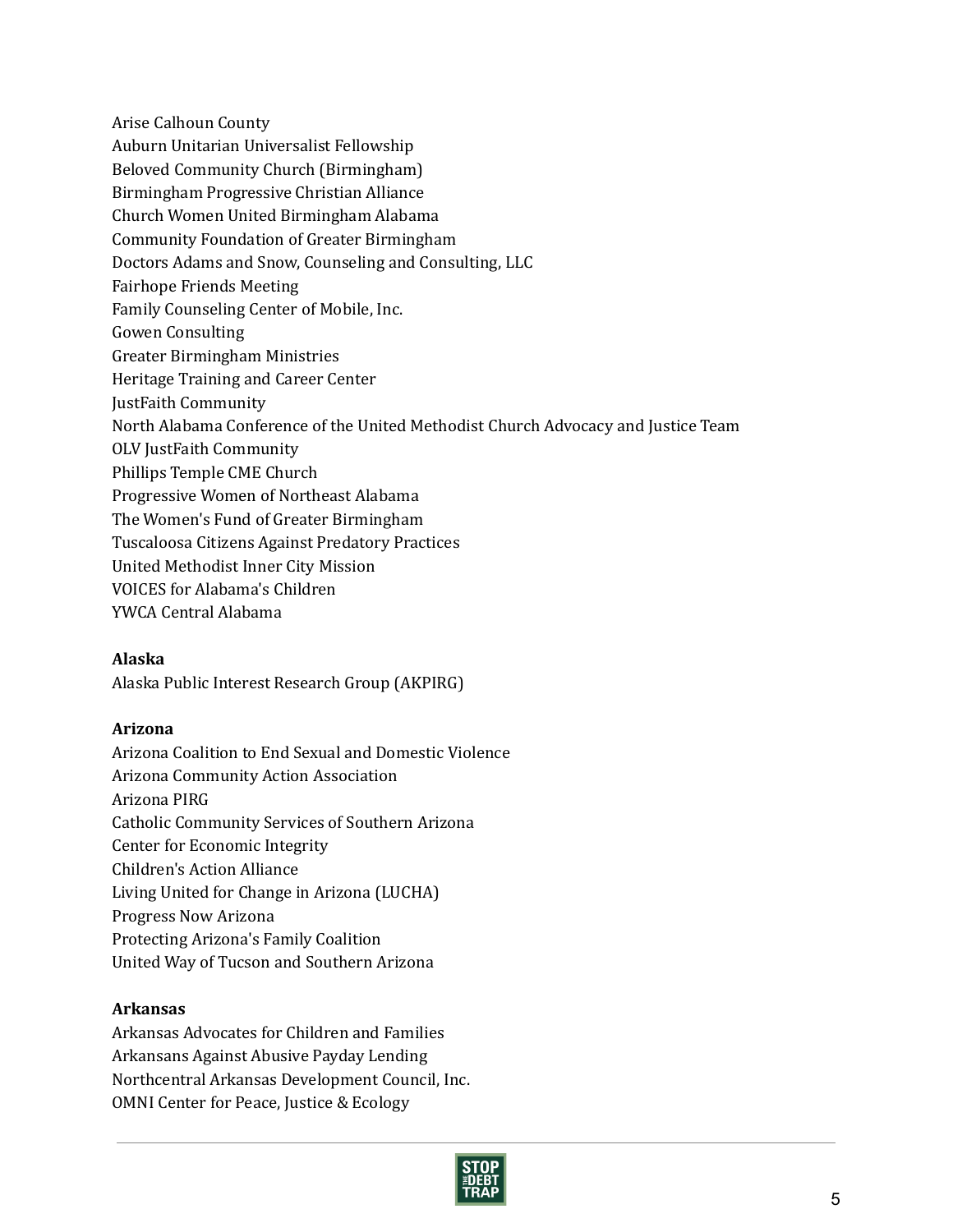Arise Calhoun County
Auburn Unitarian Universalist Fellowship
Beloved Community Church (Birmingham)
Birmingham Progressive Christian Alliance
Church Women United Birmingham Alabama
Community Foundation of Greater Birmingham
Doctors Adams and Snow, Counseling and Consulting, LLC
Fairhope Friends Meeting
Family Counseling Center of Mobile, Inc.
Gowen Consulting
Greater Birmingham Ministries
Heritage Training and Career Center
JustFaith Community
North Alabama Conference of the United Methodist Church Advocacy and Justice Team
OLV JustFaith Community
Phillips Temple CME Church
Progressive Women of Northeast Alabama
The Women's Fund of Greater Birmingham
Tuscaloosa Citizens Against Predatory Practices
United Methodist Inner City Mission
VOICES for Alabama's Children
YWCA Central Alabama

**Alaska**
Alaska Public Interest Research Group (AKPIRG)

**Arizona**
Arizona Coalition to End Sexual and Domestic Violence
Arizona Community Action Association
Arizona PIRG
Catholic Community Services of Southern Arizona
Center for Economic Integrity
Children's Action Alliance
Living United for Change in Arizona (LUCHA)
Progress Now Arizona
Protecting Arizona's Family Coalition
United Way of Tucson and Southern Arizona

**Arkansas**
Arkansas Advocates for Children and Families
Arkansans Against Abusive Payday Lending
Northcentral Arkansas Development Council, Inc.
OMNI Center for Peace, Justice & Ecology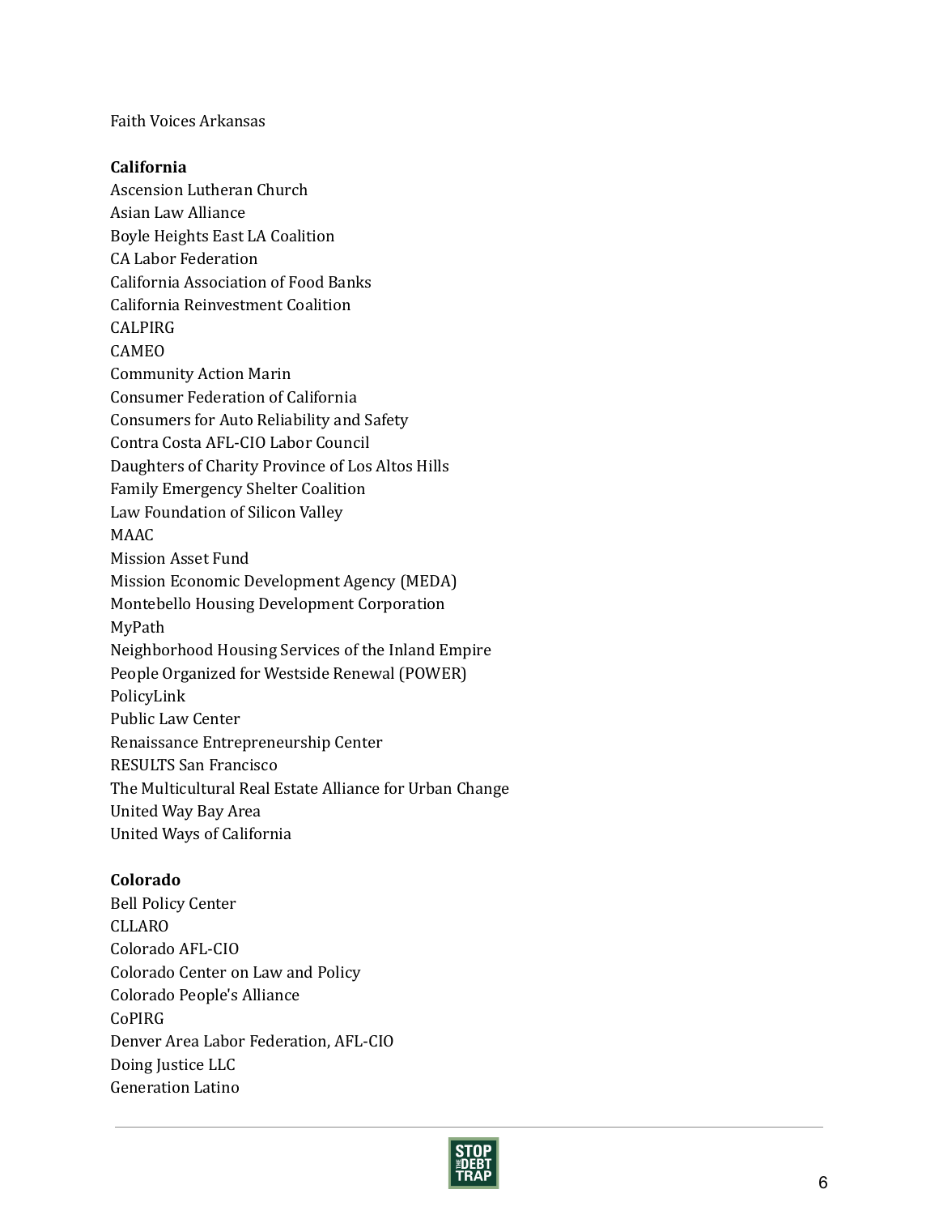Faith Voices Arkansas

**California**

Ascension Lutheran Church
Asian Law Alliance
Boyle Heights East LA Coalition
CA Labor Federation
California Association of Food Banks
California Reinvestment Coalition
CALPIRG
CAMEO
Community Action Marin
Consumer Federation of California
Consumers for Auto Reliability and Safety
Contra Costa AFL-CIO Labor Council
Daughters of Charity Province of Los Altos Hills
Family Emergency Shelter Coalition
Law Foundation of Silicon Valley
MAAC
Mission Asset Fund
Mission Economic Development Agency (MEDA)
Montebello Housing Development Corporation
MyPath
Neighborhood Housing Services of the Inland Empire
People Organized for Westside Renewal (POWER)
PolicyLink
Public Law Center
Renaissance Entrepreneurship Center
RESULTS San Francisco
The Multicultural Real Estate Alliance for Urban Change
United Way Bay Area
United Ways of California

**Colorado**

Bell Policy Center
CLLARO
Colorado AFL-CIO
Colorado Center on Law and Policy
Colorado People's Alliance
CoPIRG
Denver Area Labor Federation, AFL-CIO
Doing Justice LLC
Generation Latino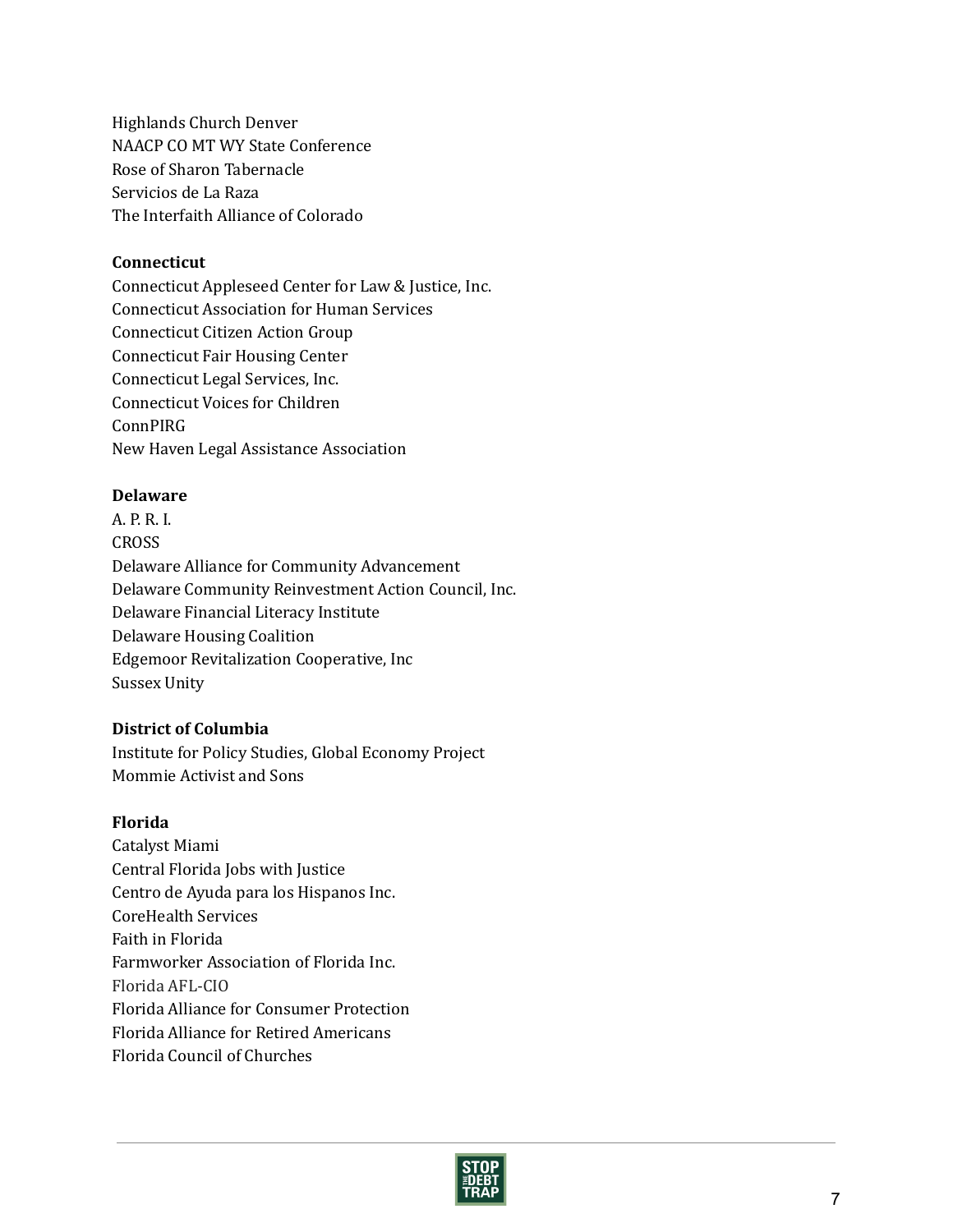Highlands Church Denver
NAACP CO MT WY State Conference
Rose of Sharon Tabernacle
Servicios de La Raza
The Interfaith Alliance of Colorado

**Connecticut**
Connecticut Appleseed Center for Law & Justice, Inc.
Connecticut Association for Human Services
Connecticut Citizen Action Group
Connecticut Fair Housing Center
Connecticut Legal Services, Inc.
Connecticut Voices for Children
ConnPIRG
New Haven Legal Assistance Association

**Delaware**
A. P. R. I.
CROSS
Delaware Alliance for Community Advancement
Delaware Community Reinvestment Action Council, Inc.
Delaware Financial Literacy Institute
Delaware Housing Coalition
Edgemoor Revitalization Cooperative, Inc
Sussex Unity

**District of Columbia**
Institute for Policy Studies, Global Economy Project
Mommie Activist and Sons

**Florida**
Catalyst Miami
Central Florida Jobs with Justice
Centro de Ayuda para los Hispanos Inc.
CoreHealth Services
Faith in Florida
Farmworker Association of Florida Inc.
Florida AFL-CIO
Florida Alliance for Consumer Protection
Florida Alliance for Retired Americans
Florida Council of Churches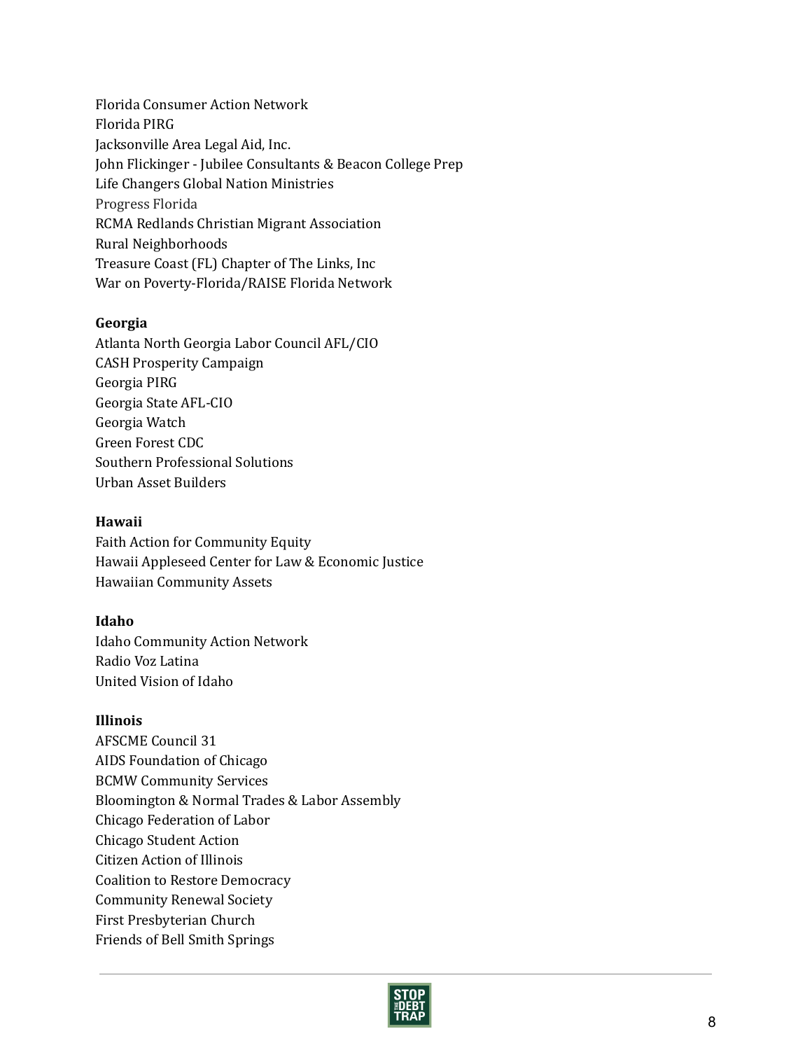Florida Consumer Action Network
Florida PIRG
Jacksonville Area Legal Aid, Inc.
John Flickinger - Jubilee Consultants & Beacon College Prep
Life Changers Global Nation Ministries
Progress Florida
RCMA Redlands Christian Migrant Association
Rural Neighborhoods
Treasure Coast (FL) Chapter of The Links, Inc
War on Poverty-Florida/RAISE Florida Network

**Georgia**
Atlanta North Georgia Labor Council AFL/CIO
CASH Prosperity Campaign
Georgia PIRG
Georgia State AFL-CIO
Georgia Watch
Green Forest CDC
Southern Professional Solutions
Urban Asset Builders

**Hawaii**
Faith Action for Community Equity
Hawaii Appleseed Center for Law & Economic Justice
Hawaiian Community Assets

**Idaho**
Idaho Community Action Network
Radio Voz Latina
United Vision of Idaho

**Illinois**
AFSCME Council 31
AIDS Foundation of Chicago
BCMW Community Services
Bloomington & Normal Trades & Labor Assembly
Chicago Federation of Labor
Chicago Student Action
Citizen Action of Illinois
Coalition to Restore Democracy
Community Renewal Society
First Presbyterian Church
Friends of Bell Smith Springs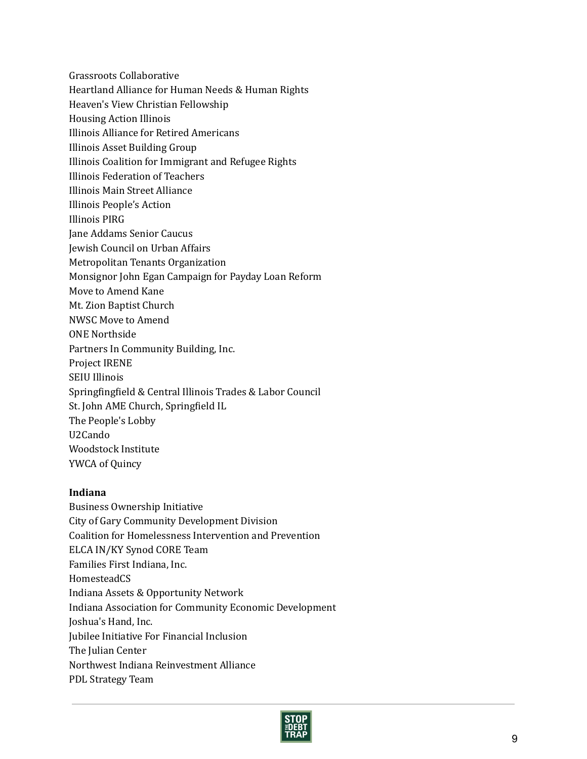Grassroots Collaborative
Heartland Alliance for Human Needs & Human Rights
Heaven's View Christian Fellowship
Housing Action Illinois
Illinois Alliance for Retired Americans
Illinois Asset Building Group
Illinois Coalition for Immigrant and Refugee Rights
Illinois Federation of Teachers
Illinois Main Street Alliance
Illinois People's Action
Illinois PIRG
Jane Addams Senior Caucus
Jewish Council on Urban Affairs
Metropolitan Tenants Organization
Monsignor John Egan Campaign for Payday Loan Reform
Move to Amend Kane
Mt. Zion Baptist Church
NWSC Move to Amend
ONE Northside
Partners In Community Building, Inc.
Project IRENE
SEIU Illinois
Springfingfield & Central Illinois Trades & Labor Council
St. John AME Church, Springfield IL
The People's Lobby
U2Cando
Woodstock Institute
YWCA of Quincy

**Indiana**
Business Ownership Initiative
City of Gary Community Development Division
Coalition for Homelessness Intervention and Prevention
ELCA IN/KY Synod CORE Team
Families First Indiana, Inc.
HomesteadCS
Indiana Assets & Opportunity Network
Indiana Association for Community Economic Development
Joshua's Hand, Inc.
Jubilee Initiative For Financial Inclusion
The Julian Center
Northwest Indiana Reinvestment Alliance
PDL Strategy Team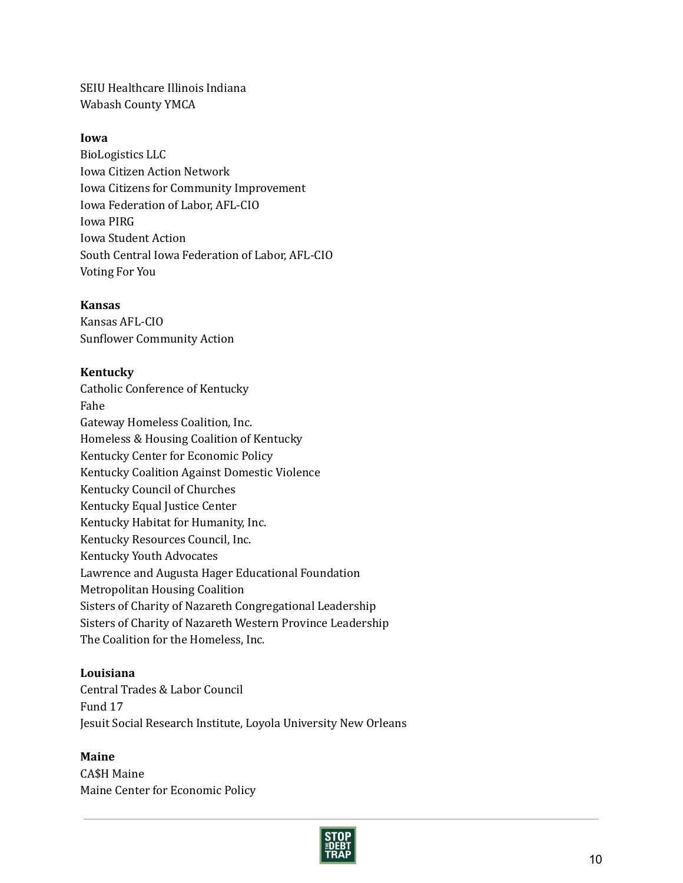SEIU Healthcare Illinois Indiana
Wabash County YMCA

**Iowa**
BioLogistics LLC
Iowa Citizen Action Network
Iowa Citizens for Community Improvement
Iowa Federation of Labor, AFL-CIO
Iowa PIRG
Iowa Student Action
South Central Iowa Federation of Labor, AFL-CIO
Voting For You

**Kansas**
Kansas AFL-CIO
Sunflower Community Action

**Kentucky**
Catholic Conference of Kentucky
Fahe
Gateway Homeless Coalition, Inc.
Homeless & Housing Coalition of Kentucky
Kentucky Center for Economic Policy
Kentucky Coalition Against Domestic Violence
Kentucky Council of Churches
Kentucky Equal Justice Center
Kentucky Habitat for Humanity, Inc.
Kentucky Resources Council, Inc.
Kentucky Youth Advocates
Lawrence and Augusta Hager Educational Foundation
Metropolitan Housing Coalition
Sisters of Charity of Nazareth Congregational Leadership
Sisters of Charity of Nazareth Western Province Leadership
The Coalition for the Homeless, Inc.

**Louisiana**
Central Trades & Labor Council
Fund 17
Jesuit Social Research Institute, Loyola University New Orleans

**Maine**
CA$H Maine
Maine Center for Economic Policy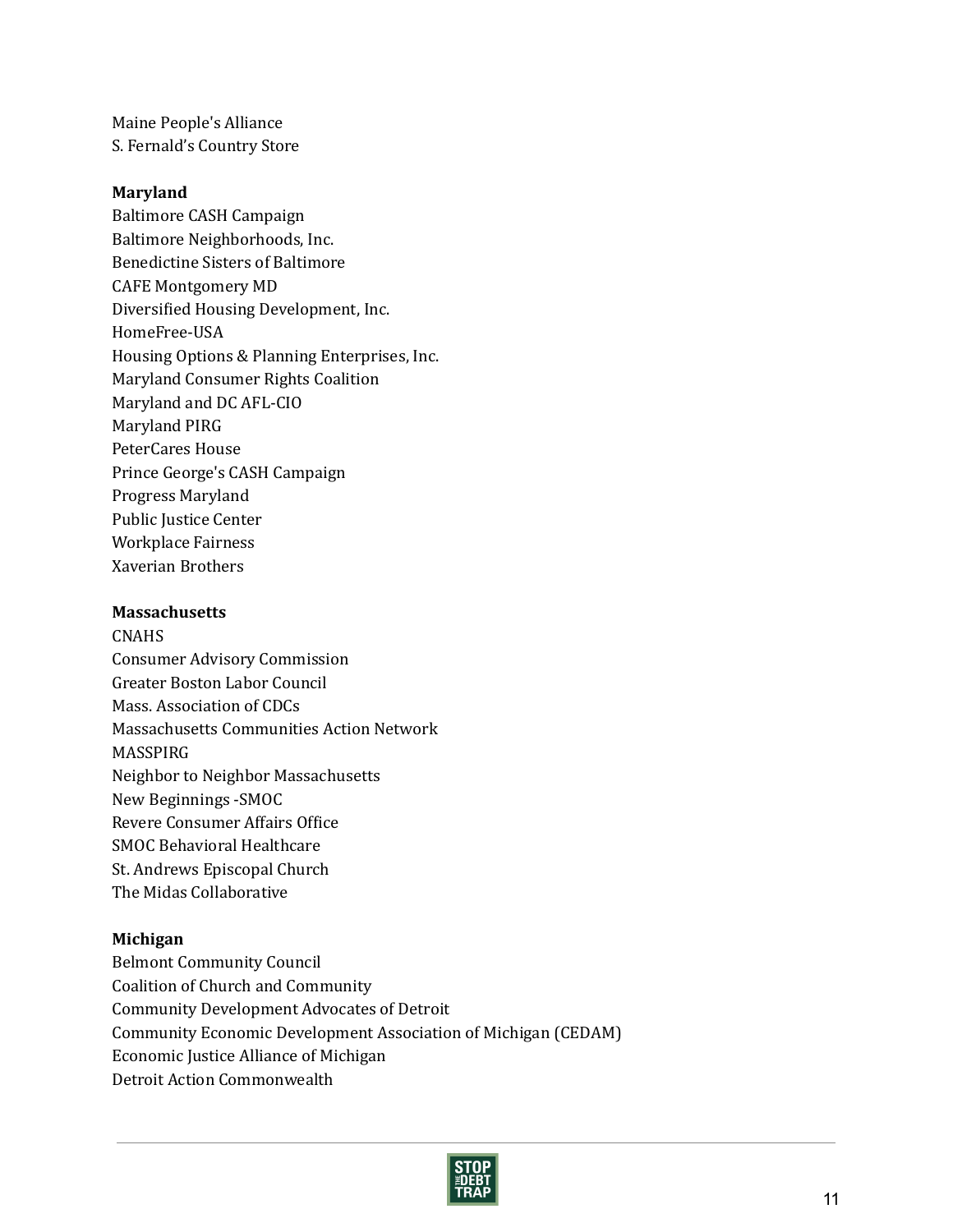Maine People's Alliance
S. Fernald's Country Store

**Maryland**
Baltimore CASH Campaign
Baltimore Neighborhoods, Inc.
Benedictine Sisters of Baltimore
CAFE Montgomery MD
Diversified Housing Development, Inc.
HomeFree-USA
Housing Options & Planning Enterprises, Inc.
Maryland Consumer Rights Coalition
Maryland and DC AFL-CIO
Maryland PIRG
PeterCares House
Prince George's CASH Campaign
Progress Maryland
Public Justice Center
Workplace Fairness
Xaverian Brothers

**Massachusetts**
CNAHS
Consumer Advisory Commission
Greater Boston Labor Council
Mass. Association of CDCs
Massachusetts Communities Action Network
MASSPIRG
Neighbor to Neighbor Massachusetts
New Beginnings -SMOC
Revere Consumer Affairs Office
SMOC Behavioral Healthcare
St. Andrews Episcopal Church
The Midas Collaborative

**Michigan**
Belmont Community Council
Coalition of Church and Community
Community Development Advocates of Detroit
Community Economic Development Association of Michigan (CEDAM)
Economic Justice Alliance of Michigan
Detroit Action Commonwealth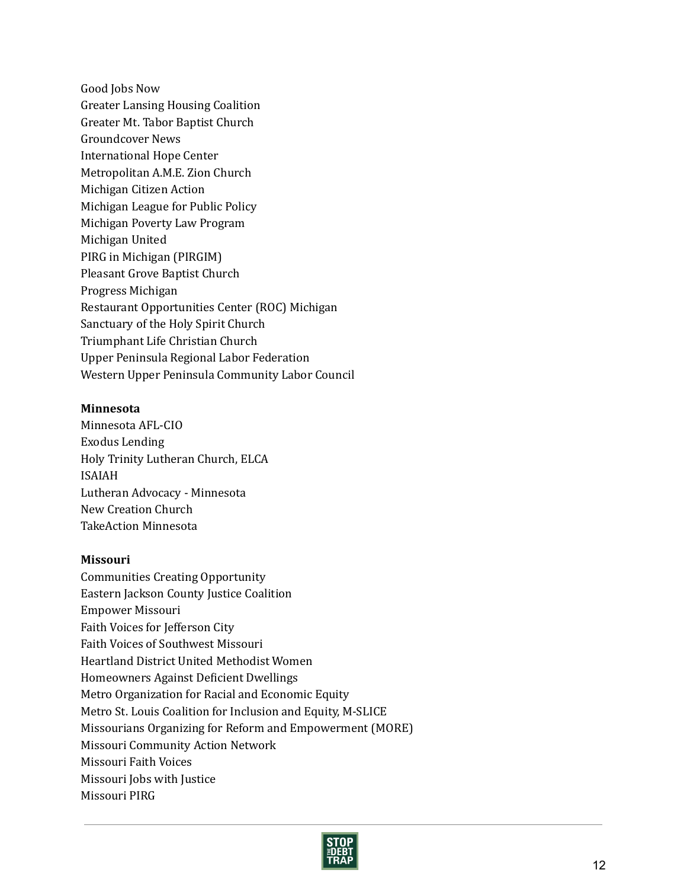Good Jobs Now
Greater Lansing Housing Coalition
Greater Mt. Tabor Baptist Church
Groundcover News
International Hope Center
Metropolitan A.M.E. Zion Church
Michigan Citizen Action
Michigan League for Public Policy
Michigan Poverty Law Program
Michigan United
PIRG in Michigan (PIRGIM)
Pleasant Grove Baptist Church
Progress Michigan
Restaurant Opportunities Center (ROC) Michigan
Sanctuary of the Holy Spirit Church
Triumphant Life Christian Church
Upper Peninsula Regional Labor Federation
Western Upper Peninsula Community Labor Council

**Minnesota**
Minnesota AFL-CIO
Exodus Lending
Holy Trinity Lutheran Church, ELCA
ISAIAH
Lutheran Advocacy - Minnesota
New Creation Church
TakeAction Minnesota

**Missouri**
Communities Creating Opportunity
Eastern Jackson County Justice Coalition
Empower Missouri
Faith Voices for Jefferson City
Faith Voices of Southwest Missouri
Heartland District United Methodist Women
Homeowners Against Deficient Dwellings
Metro Organization for Racial and Economic Equity
Metro St. Louis Coalition for Inclusion and Equity, M-SLICE
Missourians Organizing for Reform and Empowerment (MORE)
Missouri Community Action Network
Missouri Faith Voices
Missouri Jobs with Justice
Missouri PIRG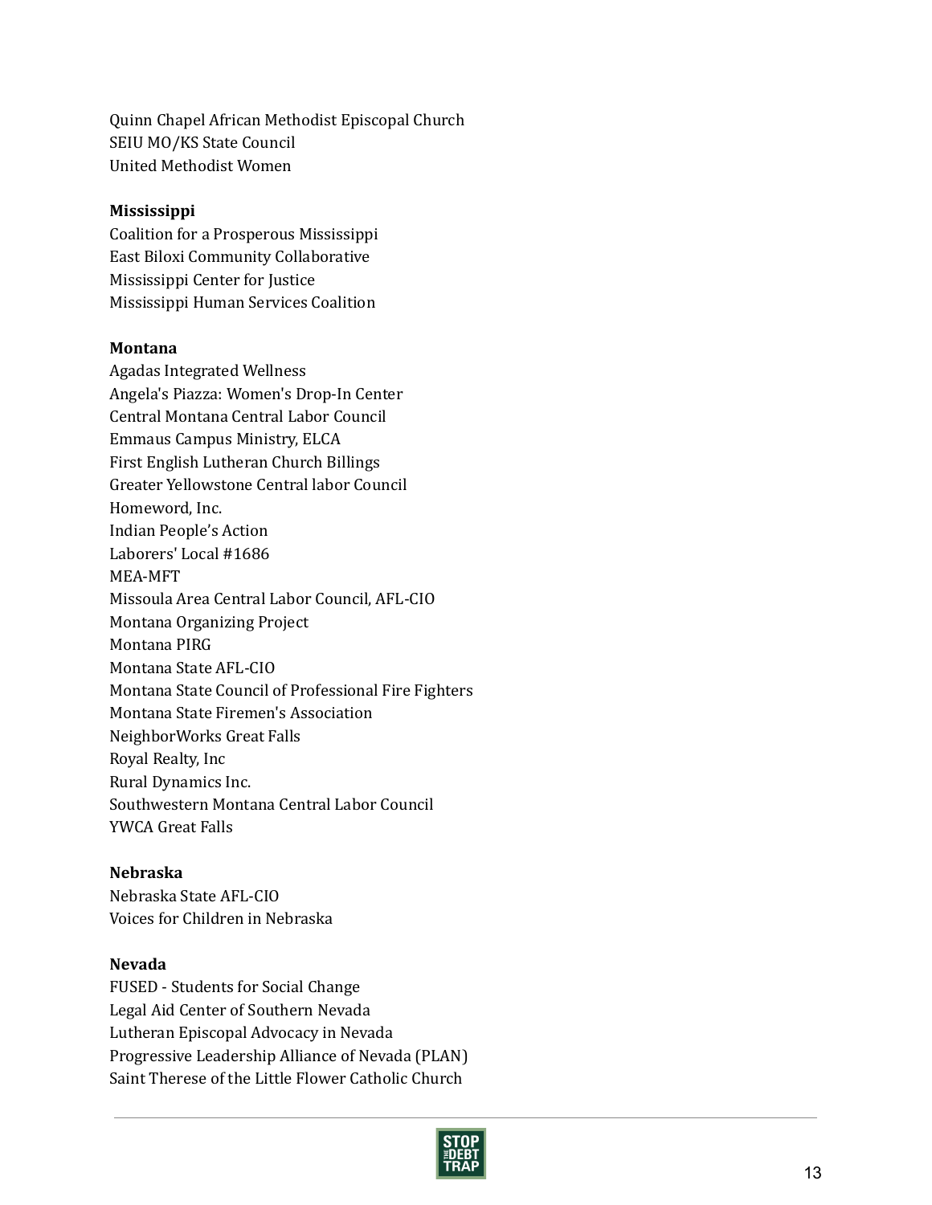Quinn Chapel African Methodist Episcopal Church
SEIU MO/KS State Council
United Methodist Women

**Mississippi**
Coalition for a Prosperous Mississippi
East Biloxi Community Collaborative
Mississippi Center for Justice
Mississippi Human Services Coalition

**Montana**
Agadas Integrated Wellness
Angela's Piazza: Women's Drop-In Center
Central Montana Central Labor Council
Emmaus Campus Ministry, ELCA
First English Lutheran Church Billings
Greater Yellowstone Central labor Council
Homeword, Inc.
Indian People's Action
Laborers' Local #1686
MEA-MFT
Missoula Area Central Labor Council, AFL-CIO
Montana Organizing Project
Montana PIRG
Montana State AFL-CIO
Montana State Council of Professional Fire Fighters
Montana State Firemen's Association
NeighborWorks Great Falls
Royal Realty, Inc
Rural Dynamics Inc.
Southwestern Montana Central Labor Council
YWCA Great Falls

**Nebraska**
Nebraska State AFL-CIO
Voices for Children in Nebraska

**Nevada**
FUSED - Students for Social Change
Legal Aid Center of Southern Nevada
Lutheran Episcopal Advocacy in Nevada
Progressive Leadership Alliance of Nevada (PLAN)
Saint Therese of the Little Flower Catholic Church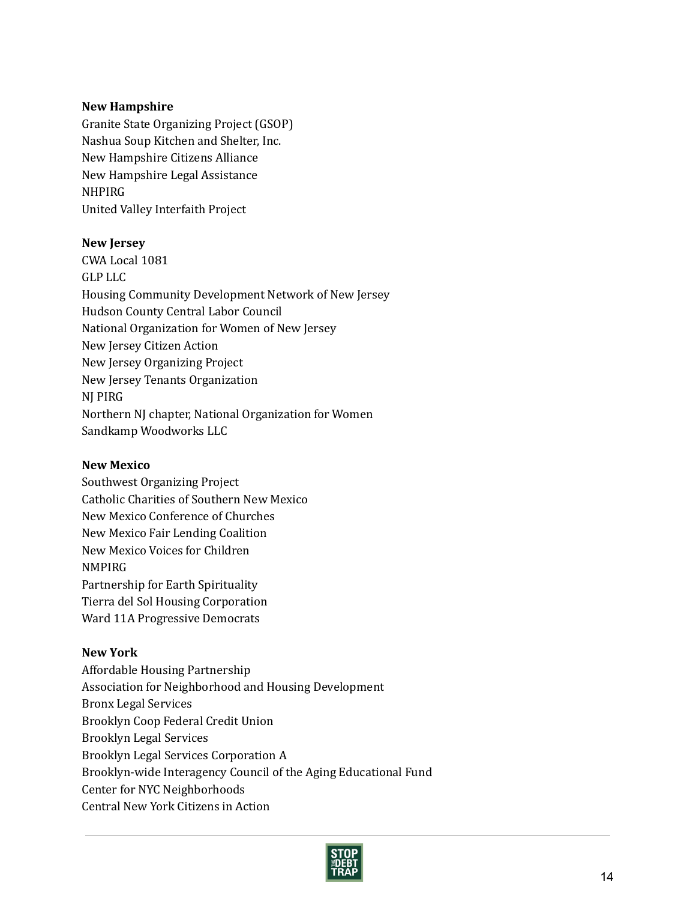**New Hampshire**

Granite State Organizing Project (GSOP)
Nashua Soup Kitchen and Shelter, Inc.
New Hampshire Citizens Alliance
New Hampshire Legal Assistance
NHPIRG
United Valley Interfaith Project

**New Jersey**

CWA Local 1081
GLP LLC
Housing Community Development Network of New Jersey
Hudson County Central Labor Council
National Organization for Women of New Jersey
New Jersey Citizen Action
New Jersey Organizing Project
New Jersey Tenants Organization
NJ PIRG
Northern NJ chapter, National Organization for Women
Sandkamp Woodworks LLC

**New Mexico**

Southwest Organizing Project
Catholic Charities of Southern New Mexico
New Mexico Conference of Churches
New Mexico Fair Lending Coalition
New Mexico Voices for Children
NMPIRG
Partnership for Earth Spirituality
Tierra del Sol Housing Corporation
Ward 11A Progressive Democrats

**New York**

Affordable Housing Partnership
Association for Neighborhood and Housing Development
Bronx Legal Services
Brooklyn Coop Federal Credit Union
Brooklyn Legal Services
Brooklyn Legal Services Corporation A
Brooklyn-wide Interagency Council of the Aging Educational Fund
Center for NYC Neighborhoods
Central New York Citizens in Action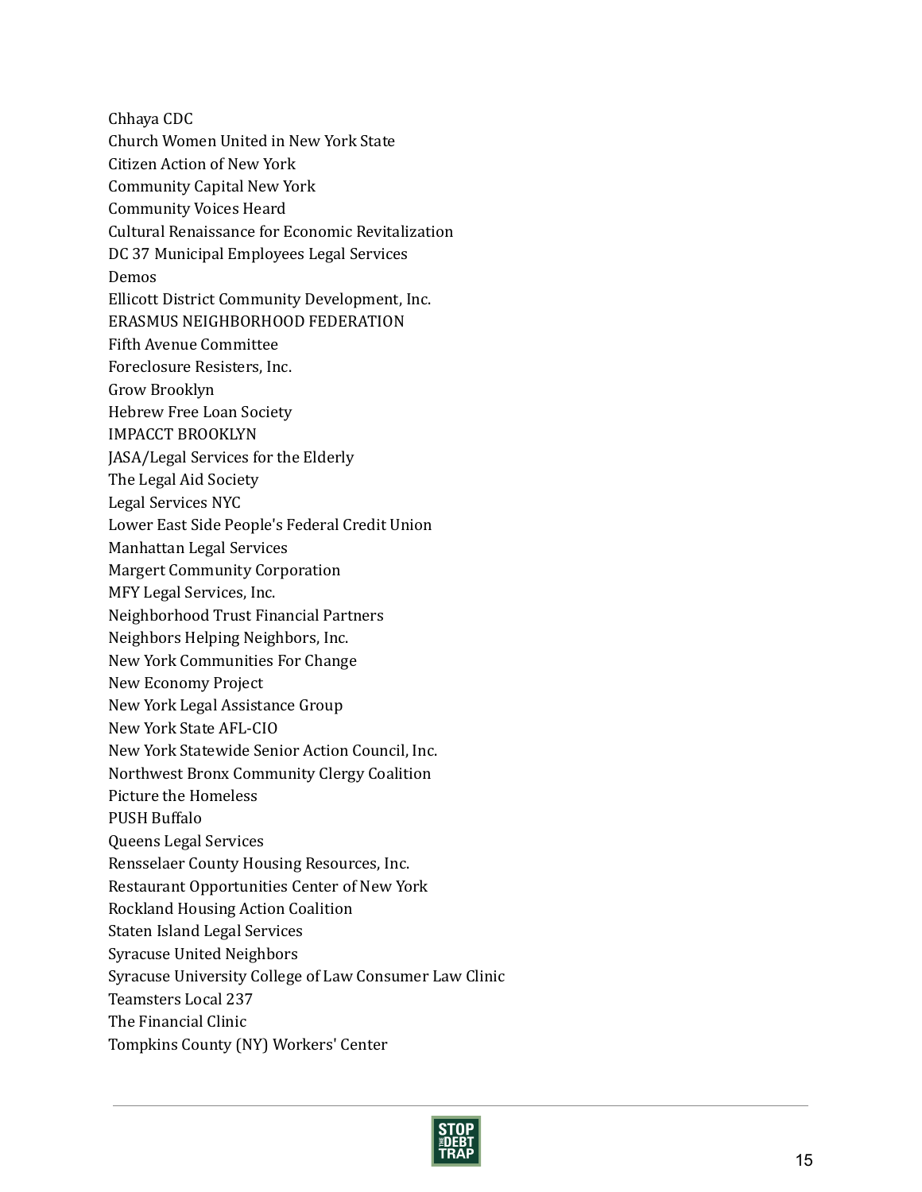Chhaya CDC
Church Women United in New York State
Citizen Action of New York
Community Capital New York
Community Voices Heard
Cultural Renaissance for Economic Revitalization
DC 37 Municipal Employees Legal Services
Demos
Ellicott District Community Development, Inc.
ERASMUS NEIGHBORHOOD FEDERATION
Fifth Avenue Committee
Foreclosure Resisters, Inc.
Grow Brooklyn
Hebrew Free Loan Society
IMPACCT BROOKLYN
JASA/Legal Services for the Elderly
The Legal Aid Society
Legal Services NYC
Lower East Side People's Federal Credit Union
Manhattan Legal Services
Margert Community Corporation
MFY Legal Services, Inc.
Neighborhood Trust Financial Partners
Neighbors Helping Neighbors, Inc.
New York Communities For Change
New Economy Project
New York Legal Assistance Group
New York State AFL-CIO
New York Statewide Senior Action Council, Inc.
Northwest Bronx Community Clergy Coalition
Picture the Homeless
PUSH Buffalo
Queens Legal Services
Rensselaer County Housing Resources, Inc.
Restaurant Opportunities Center of New York
Rockland Housing Action Coalition
Staten Island Legal Services
Syracuse United Neighbors
Syracuse University College of Law Consumer Law Clinic
Teamsters Local 237
The Financial Clinic
Tompkins County (NY) Workers' Center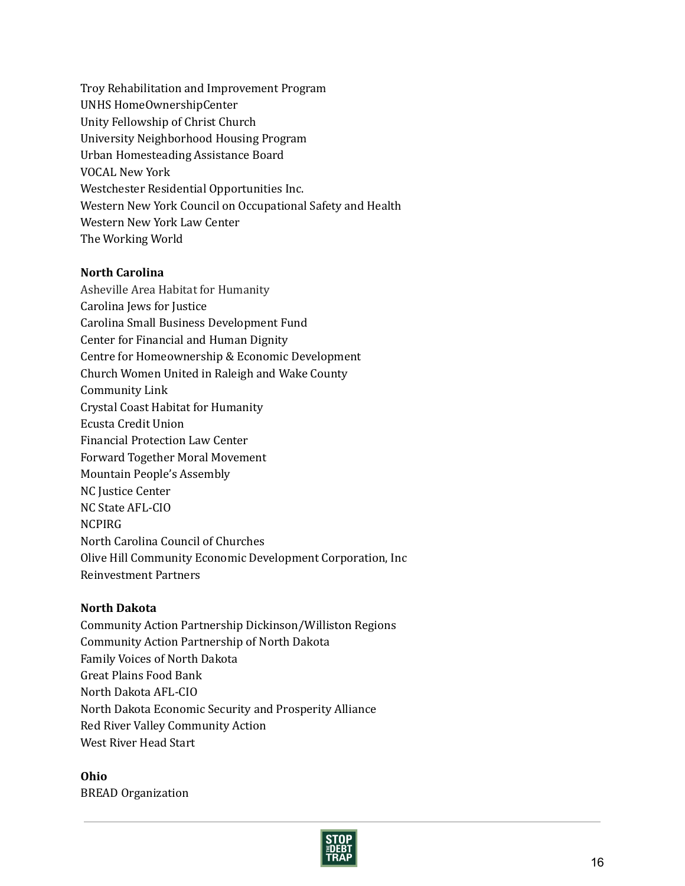Troy Rehabilitation and Improvement Program
UNHS HomeOwnershipCenter
Unity Fellowship of Christ Church
University Neighborhood Housing Program
Urban Homesteading Assistance Board
VOCAL New York
Westchester Residential Opportunities Inc.
Western New York Council on Occupational Safety and Health
Western New York Law Center
The Working World

**North Carolina**
Asheville Area Habitat for Humanity
Carolina Jews for Justice
Carolina Small Business Development Fund
Center for Financial and Human Dignity
Centre for Homeownership & Economic Development
Church Women United in Raleigh and Wake County
Community Link
Crystal Coast Habitat for Humanity
Ecusta Credit Union
Financial Protection Law Center
Forward Together Moral Movement
Mountain People's Assembly
NC Justice Center
NC State AFL-CIO
NCPIRG
North Carolina Council of Churches
Olive Hill Community Economic Development Corporation, Inc
Reinvestment Partners

**North Dakota**
Community Action Partnership Dickinson/Williston Regions
Community Action Partnership of North Dakota
Family Voices of North Dakota
Great Plains Food Bank
North Dakota AFL-CIO
North Dakota Economic Security and Prosperity Alliance
Red River Valley Community Action
West River Head Start

**Ohio**
BREAD Organization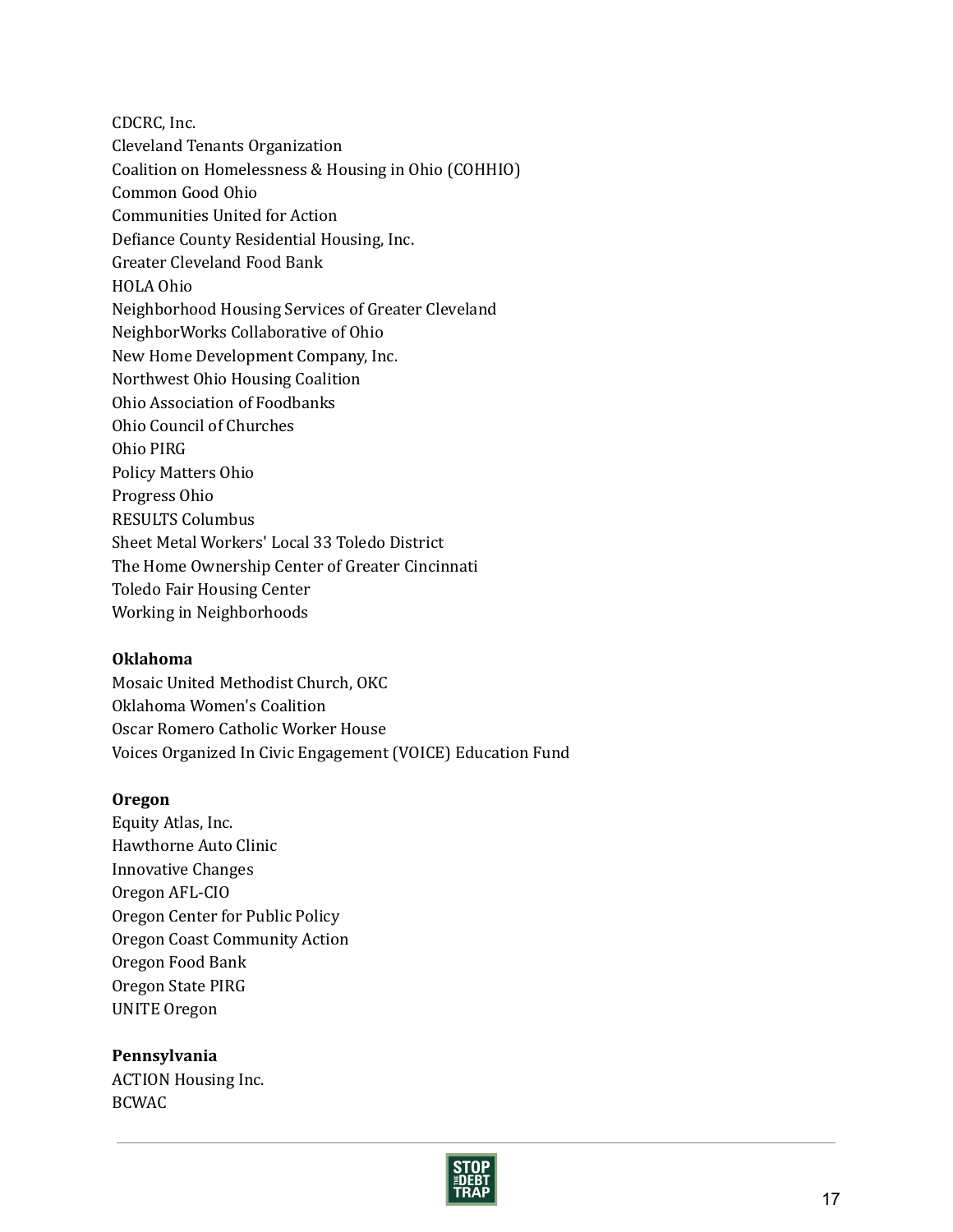CDCRC, Inc.
Cleveland Tenants Organization
Coalition on Homelessness & Housing in Ohio (COHHIO)
Common Good Ohio
Communities United for Action
Defiance County Residential Housing, Inc.
Greater Cleveland Food Bank
HOLA Ohio
Neighborhood Housing Services of Greater Cleveland
NeighborWorks Collaborative of Ohio
New Home Development Company, Inc.
Northwest Ohio Housing Coalition
Ohio Association of Foodbanks
Ohio Council of Churches
Ohio PIRG
Policy Matters Ohio
Progress Ohio
RESULTS Columbus
Sheet Metal Workers' Local 33 Toledo District
The Home Ownership Center of Greater Cincinnati
Toledo Fair Housing Center
Working in Neighborhoods

**Oklahoma**
Mosaic United Methodist Church, OKC
Oklahoma Women's Coalition
Oscar Romero Catholic Worker House
Voices Organized In Civic Engagement (VOICE) Education Fund

**Oregon**
Equity Atlas, Inc.
Hawthorne Auto Clinic
Innovative Changes
Oregon AFL-CIO
Oregon Center for Public Policy
Oregon Coast Community Action
Oregon Food Bank
Oregon State PIRG
UNITE Oregon

**Pennsylvania**
ACTION Housing Inc.
BCWAC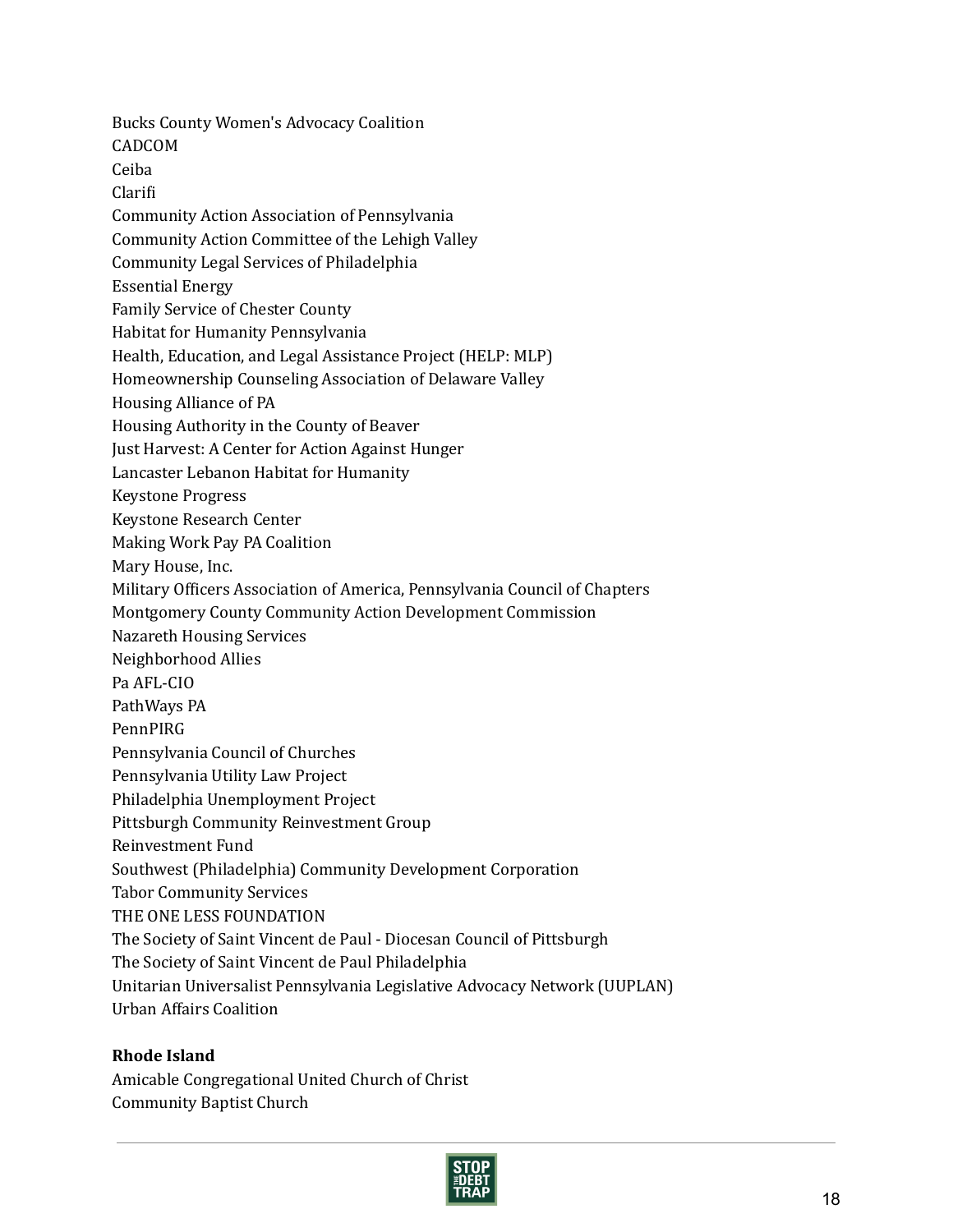Bucks County Women's Advocacy Coalition
CADCOM
Ceiba
Clarifi
Community Action Association of Pennsylvania
Community Action Committee of the Lehigh Valley
Community Legal Services of Philadelphia
Essential Energy
Family Service of Chester County
Habitat for Humanity Pennsylvania
Health, Education, and Legal Assistance Project (HELP: MLP)
Homeownership Counseling Association of Delaware Valley
Housing Alliance of PA
Housing Authority in the County of Beaver
Just Harvest: A Center for Action Against Hunger
Lancaster Lebanon Habitat for Humanity
Keystone Progress
Keystone Research Center
Making Work Pay PA Coalition
Mary House, Inc.
Military Officers Association of America, Pennsylvania Council of Chapters
Montgomery County Community Action Development Commission
Nazareth Housing Services
Neighborhood Allies
Pa AFL-CIO
PathWays PA
PennPIRG
Pennsylvania Council of Churches
Pennsylvania Utility Law Project
Philadelphia Unemployment Project
Pittsburgh Community Reinvestment Group
Reinvestment Fund
Southwest (Philadelphia) Community Development Corporation
Tabor Community Services
THE ONE LESS FOUNDATION
The Society of Saint Vincent de Paul - Diocesan Council of Pittsburgh
The Society of Saint Vincent de Paul Philadelphia
Unitarian Universalist Pennsylvania Legislative Advocacy Network (UUPLAN)
Urban Affairs Coalition

**Rhode Island**
Amicable Congregational United Church of Christ
Community Baptist Church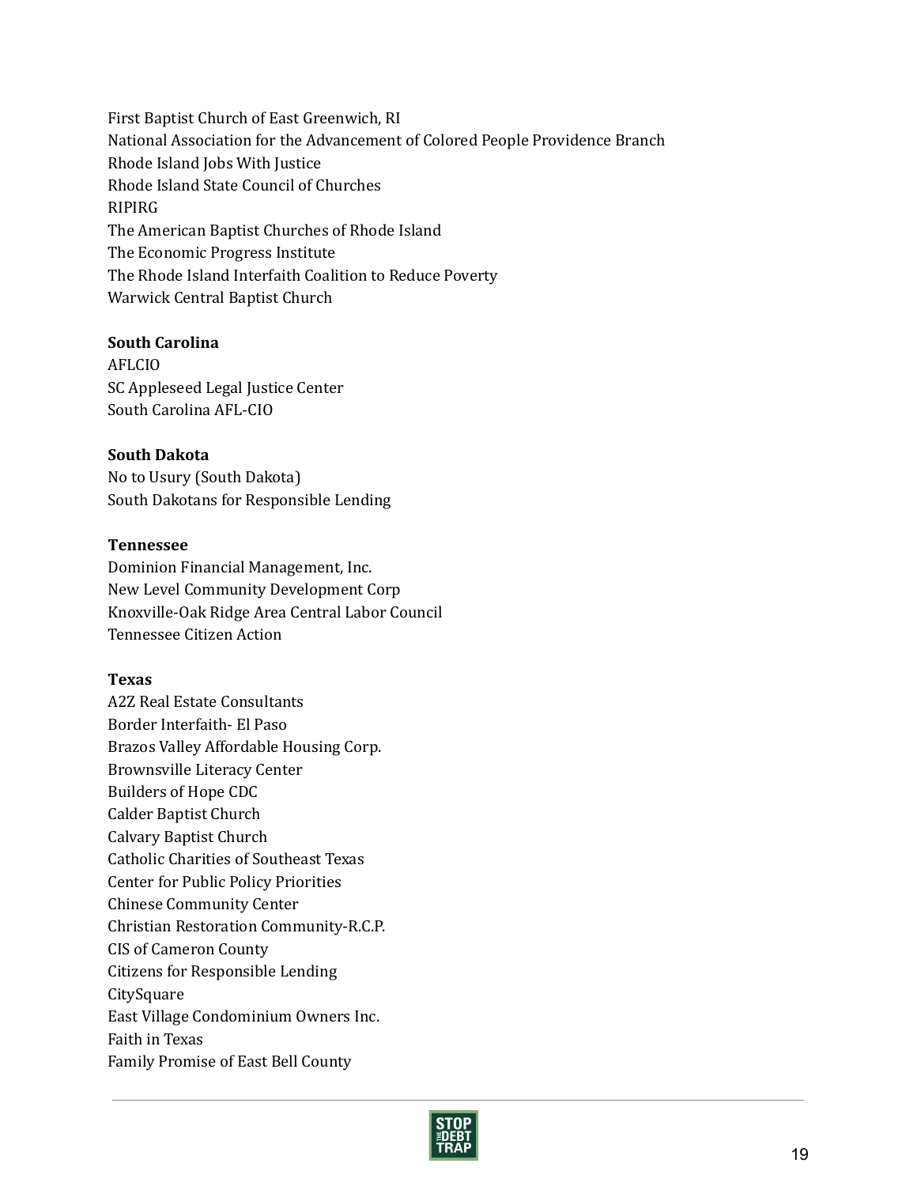First Baptist Church of East Greenwich, RI
National Association for the Advancement of Colored People Providence Branch
Rhode Island Jobs With Justice
Rhode Island State Council of Churches
RIPIRG
The American Baptist Churches of Rhode Island
The Economic Progress Institute
The Rhode Island Interfaith Coalition to Reduce Poverty
Warwick Central Baptist Church

**South Carolina**
AFLCIO
SC Appleseed Legal Justice Center
South Carolina AFL-CIO

**South Dakota**
No to Usury (South Dakota)
South Dakotans for Responsible Lending

**Tennessee**
Dominion Financial Management, Inc.
New Level Community Development Corp
Knoxville-Oak Ridge Area Central Labor Council
Tennessee Citizen Action

**Texas**
A2Z Real Estate Consultants
Border Interfaith- El Paso
Brazos Valley Affordable Housing Corp.
Brownsville Literacy Center
Builders of Hope CDC
Calder Baptist Church
Calvary Baptist Church
Catholic Charities of Southeast Texas
Center for Public Policy Priorities
Chinese Community Center
Christian Restoration Community-R.C.P.
CIS of Cameron County
Citizens for Responsible Lending
CitySquare
East Village Condominium Owners Inc.
Faith in Texas
Family Promise of East Bell County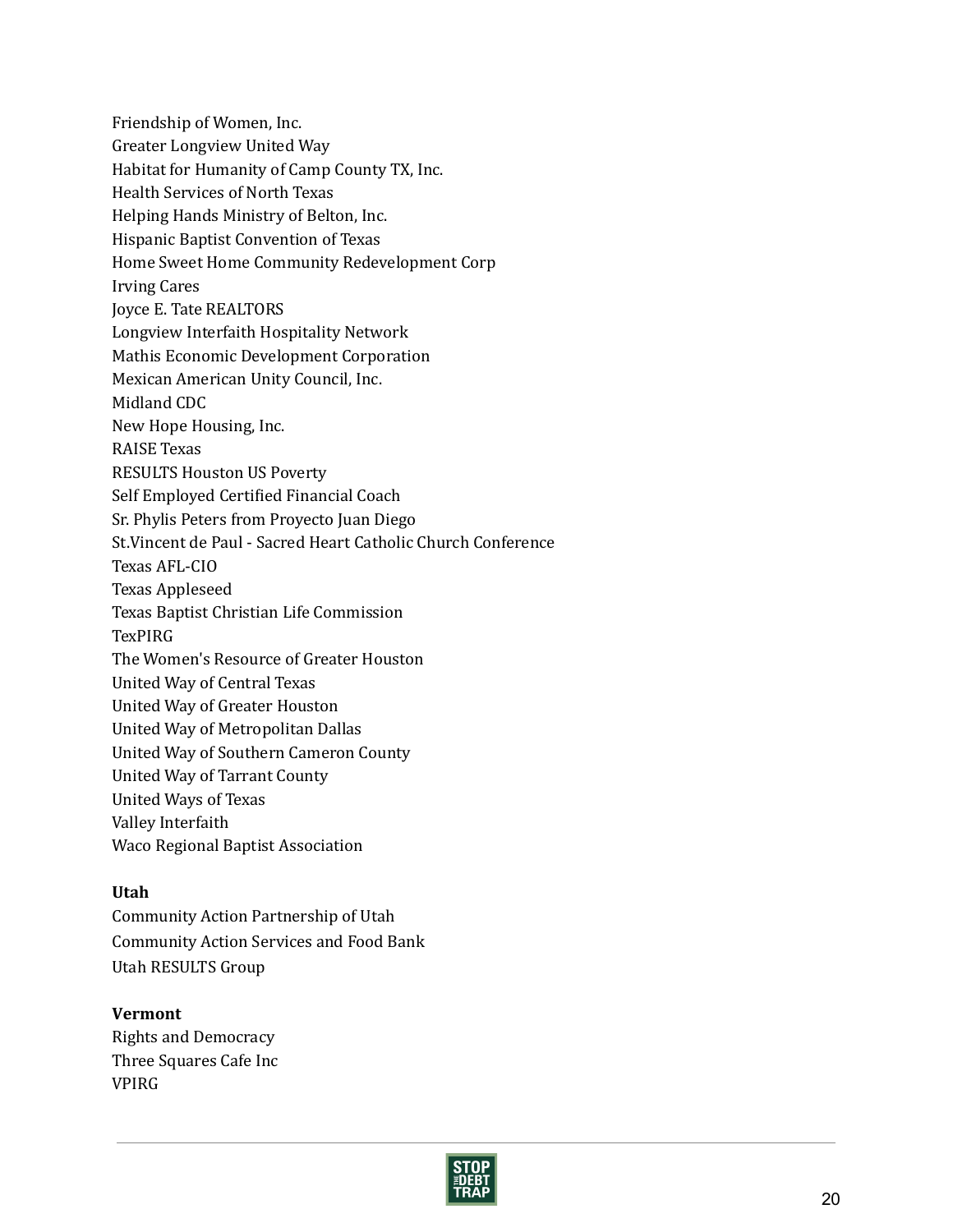Friendship of Women, Inc.
Greater Longview United Way
Habitat for Humanity of Camp County TX, Inc.
Health Services of North Texas
Helping Hands Ministry of Belton, Inc.
Hispanic Baptist Convention of Texas
Home Sweet Home Community Redevelopment Corp
Irving Cares
Joyce E. Tate REALTORS
Longview Interfaith Hospitality Network
Mathis Economic Development Corporation
Mexican American Unity Council, Inc.
Midland CDC
New Hope Housing, Inc.
RAISE Texas
RESULTS Houston US Poverty
Self Employed Certified Financial Coach
Sr. Phylis Peters from Proyecto Juan Diego
St.Vincent de Paul - Sacred Heart Catholic Church Conference
Texas AFL-CIO
Texas Appleseed
Texas Baptist Christian Life Commission
TexPIRG
The Women's Resource of Greater Houston
United Way of Central Texas
United Way of Greater Houston
United Way of Metropolitan Dallas
United Way of Southern Cameron County
United Way of Tarrant County
United Ways of Texas
Valley Interfaith
Waco Regional Baptist Association

**Utah**
Community Action Partnership of Utah
Community Action Services and Food Bank
Utah RESULTS Group

**Vermont**
Rights and Democracy
Three Squares Cafe Inc
VPIRG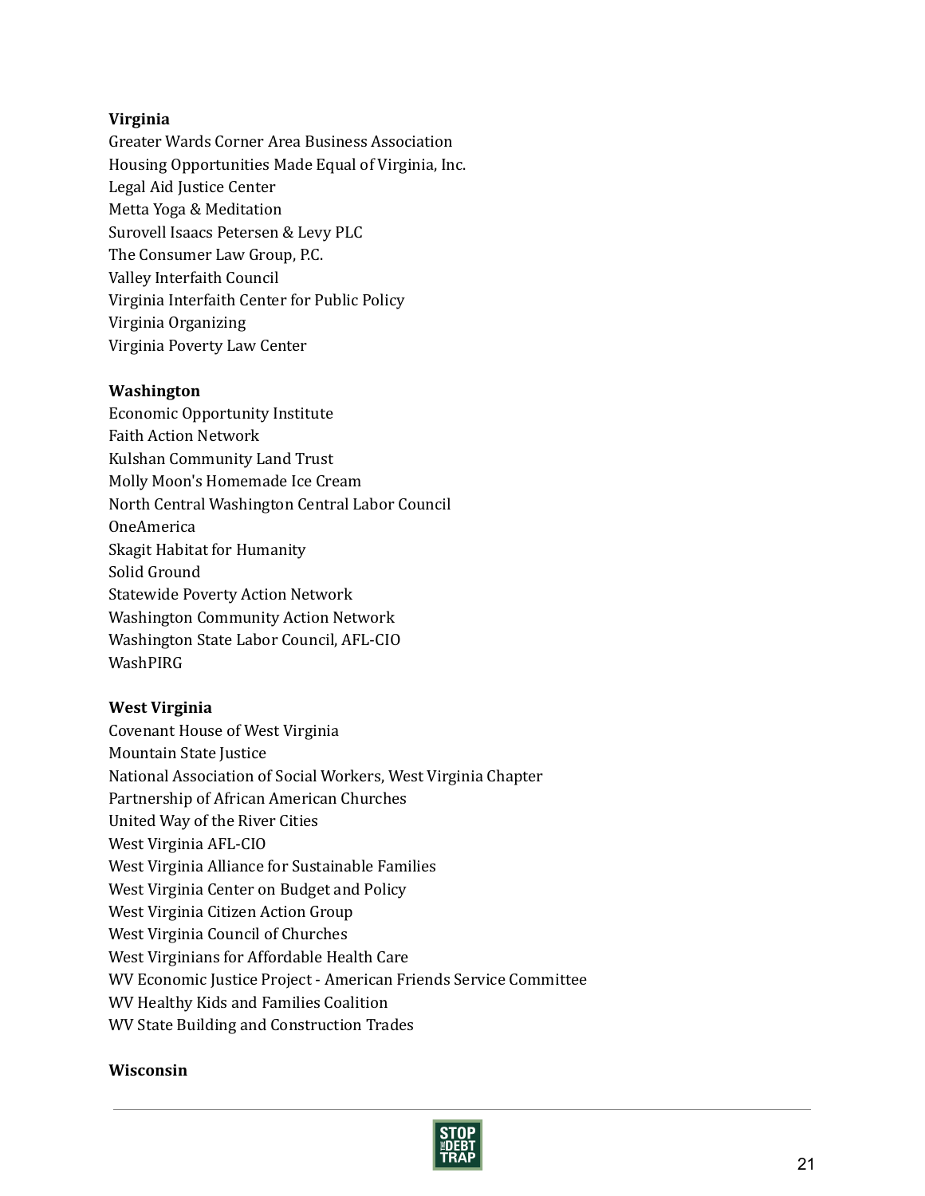**Virginia**

Greater Wards Corner Area Business Association
Housing Opportunities Made Equal of Virginia, Inc.
Legal Aid Justice Center
Metta Yoga & Meditation
Surovell Isaacs Petersen & Levy PLC
The Consumer Law Group, P.C.
Valley Interfaith Council
Virginia Interfaith Center for Public Policy
Virginia Organizing
Virginia Poverty Law Center

**Washington**

Economic Opportunity Institute
Faith Action Network
Kulshan Community Land Trust
Molly Moon's Homemade Ice Cream
North Central Washington Central Labor Council
OneAmerica
Skagit Habitat for Humanity
Solid Ground
Statewide Poverty Action Network
Washington Community Action Network
Washington State Labor Council, AFL-CIO
WashPIRG

**West Virginia**

Covenant House of West Virginia
Mountain State Justice
National Association of Social Workers, West Virginia Chapter
Partnership of African American Churches
United Way of the River Cities
West Virginia AFL-CIO
West Virginia Alliance for Sustainable Families
West Virginia Center on Budget and Policy
West Virginia Citizen Action Group
West Virginia Council of Churches
West Virginians for Affordable Health Care
WV Economic Justice Project - American Friends Service Committee
WV Healthy Kids and Families Coalition
WV State Building and Construction Trades

**Wisconsin**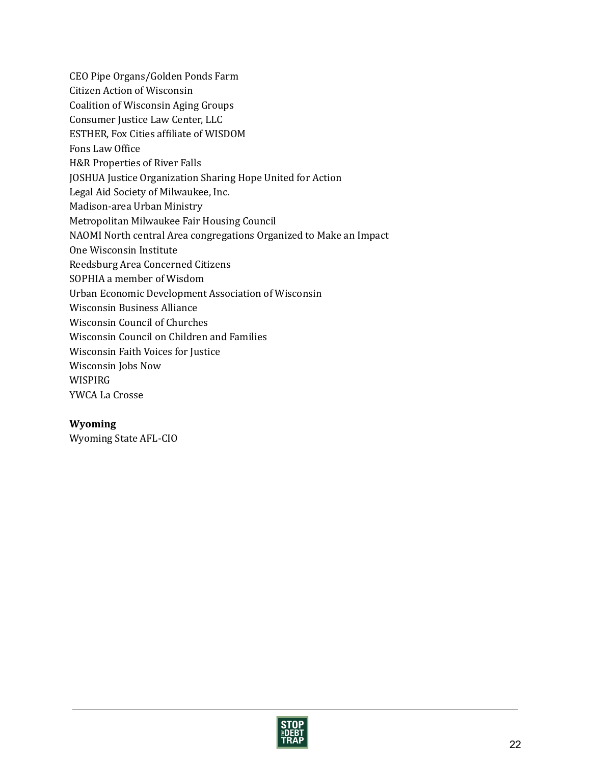CEO Pipe Organs/Golden Ponds Farm
Citizen Action of Wisconsin
Coalition of Wisconsin Aging Groups
Consumer Justice Law Center, LLC
ESTHER, Fox Cities affiliate of WISDOM
Fons Law Office
H&R Properties of River Falls
JOSHUA Justice Organization Sharing Hope United for Action
Legal Aid Society of Milwaukee, Inc.
Madison-area Urban Ministry
Metropolitan Milwaukee Fair Housing Council
NAOMI North central Area congregations Organized to Make an Impact
One Wisconsin Institute
Reedsburg Area Concerned Citizens
SOPHIA a member of Wisdom
Urban Economic Development Association of Wisconsin
Wisconsin Business Alliance
Wisconsin Council of Churches
Wisconsin Council on Children and Families
Wisconsin Faith Voices for Justice
Wisconsin Jobs Now
WISPIRG
YWCA La Crosse

**Wyoming**
Wyoming State AFL-CIO